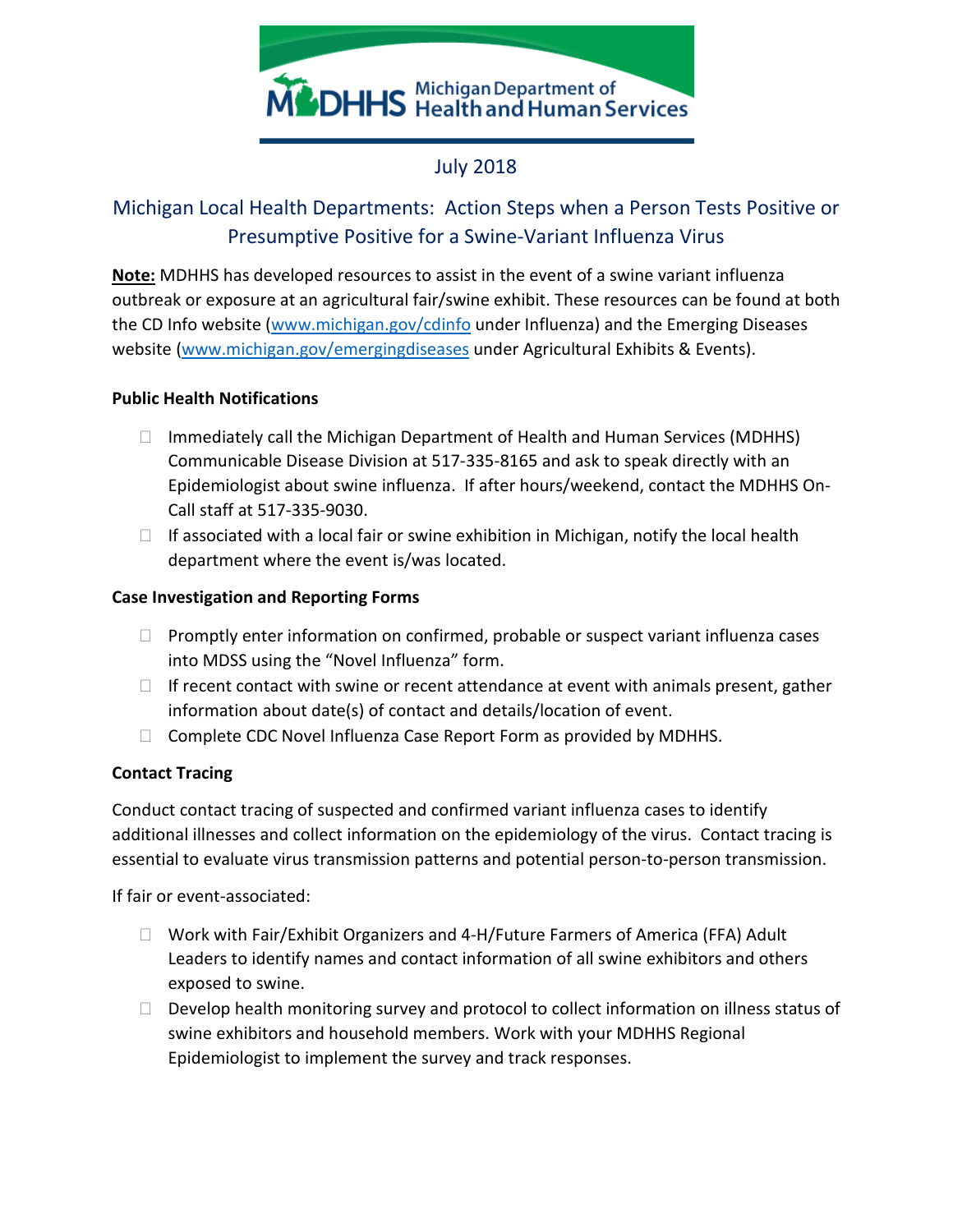Michigan Department of Health and Human Services

July 2018

# Michigan Local Health Departments: Action Steps when a Person Tests Positive or Presumptive Positive for a Swine-Variant Influenza Virus

**<u>Note:</u>** MDHHS has developed resources to assist in the event of a swine variant influenza outbreak or exposure at an agricultural fair/swine exhibit. These resources can be found at both the CD Info website (www.michigan.gov/cdinfo under Influenza) and the Emerging Diseases website (www.michigan.gov/emergingdiseases under Agricultural Exhibits & Events).

**Public Health Notifications**

- Immediately call the Michigan Department of Health and Human Services (MDHHS) Communicable Disease Division at 517-335-8165 and ask to speak directly with an Epidemiologist about swine influenza. If after hours/weekend, contact the MDHHS On-Call staff at 517-335-9030.
- If associated with a local fair or swine exhibition in Michigan, notify the local health department where the event is/was located.

**Case Investigation and Reporting Forms**

- Promptly enter information on confirmed, probable or suspect variant influenza cases into MDSS using the "Novel Influenza" form.
- If recent contact with swine or recent attendance at event with animals present, gather information about date(s) of contact and details/location of event.
- Complete CDC Novel Influenza Case Report Form as provided by MDHHS.

**Contact Tracing**

Conduct contact tracing of suspected and confirmed variant influenza cases to identify additional illnesses and collect information on the epidemiology of the virus. Contact tracing is essential to evaluate virus transmission patterns and potential person-to-person transmission.

If fair or event-associated:

- Work with Fair/Exhibit Organizers and 4-H/Future Farmers of America (FFA) Adult Leaders to identify names and contact information of all swine exhibitors and others exposed to swine.
- Develop health monitoring survey and protocol to collect information on illness status of swine exhibitors and household members. Work with your MDHHS Regional Epidemiologist to implement the survey and track responses.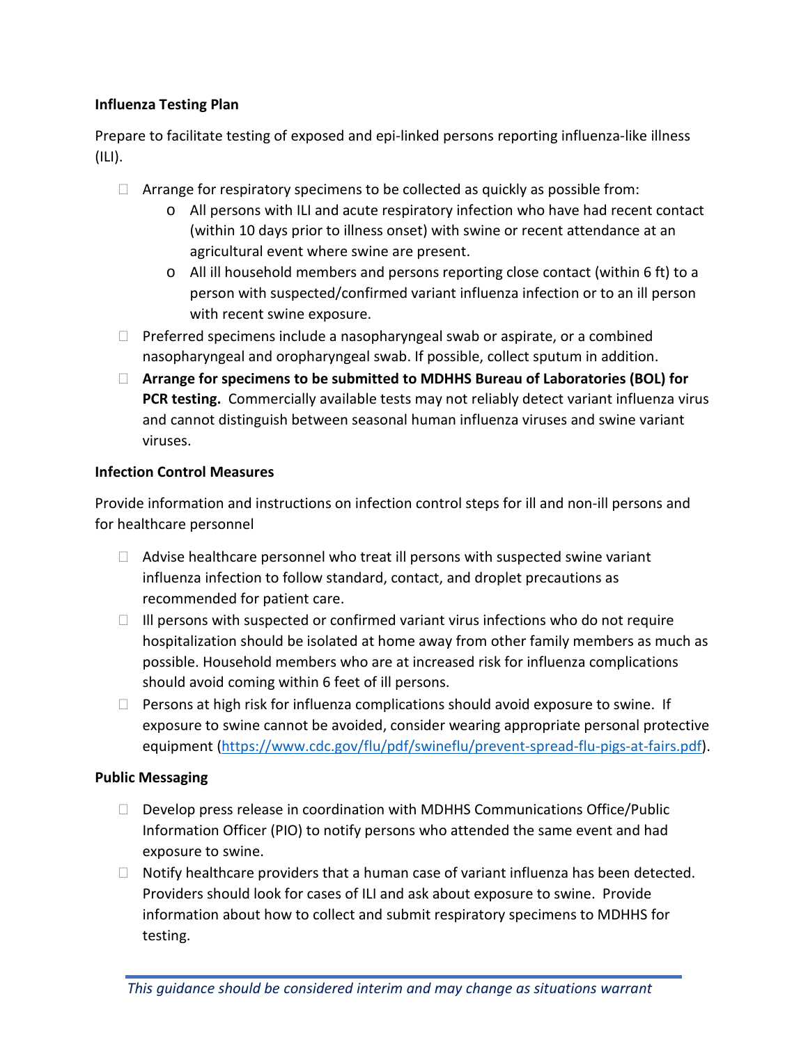**Influenza Testing Plan**

Prepare to facilitate testing of exposed and epi-linked persons reporting influenza-like illness (ILI).

- Arrange for respiratory specimens to be collected as quickly as possible from:
  - All persons with ILI and acute respiratory infection who have had recent contact (within 10 days prior to illness onset) with swine or recent attendance at an agricultural event where swine are present.
  - All ill household members and persons reporting close contact (within 6 ft) to a person with suspected/confirmed variant influenza infection or to an ill person with recent swine exposure.
- Preferred specimens include a nasopharyngeal swab or aspirate, or a combined nasopharyngeal and oropharyngeal swab. If possible, collect sputum in addition.
- **Arrange for specimens to be submitted to MDHHS Bureau of Laboratories (BOL) for PCR testing.** Commercially available tests may not reliably detect variant influenza virus and cannot distinguish between seasonal human influenza viruses and swine variant viruses.

**Infection Control Measures**

Provide information and instructions on infection control steps for ill and non-ill persons and for healthcare personnel

- Advise healthcare personnel who treat ill persons with suspected swine variant influenza infection to follow standard, contact, and droplet precautions as recommended for patient care.
- Ill persons with suspected or confirmed variant virus infections who do not require hospitalization should be isolated at home away from other family members as much as possible. Household members who are at increased risk for influenza complications should avoid coming within 6 feet of ill persons.
- Persons at high risk for influenza complications should avoid exposure to swine. If exposure to swine cannot be avoided, consider wearing appropriate personal protective equipment (https://www.cdc.gov/flu/pdf/swineflu/prevent-spread-flu-pigs-at-fairs.pdf).

**Public Messaging**

- Develop press release in coordination with MDHHS Communications Office/Public Information Officer (PIO) to notify persons who attended the same event and had exposure to swine.
- Notify healthcare providers that a human case of variant influenza has been detected. Providers should look for cases of ILI and ask about exposure to swine. Provide information about how to collect and submit respiratory specimens to MDHHS for testing.

*This guidance should be considered interim and may change as situations warrant*